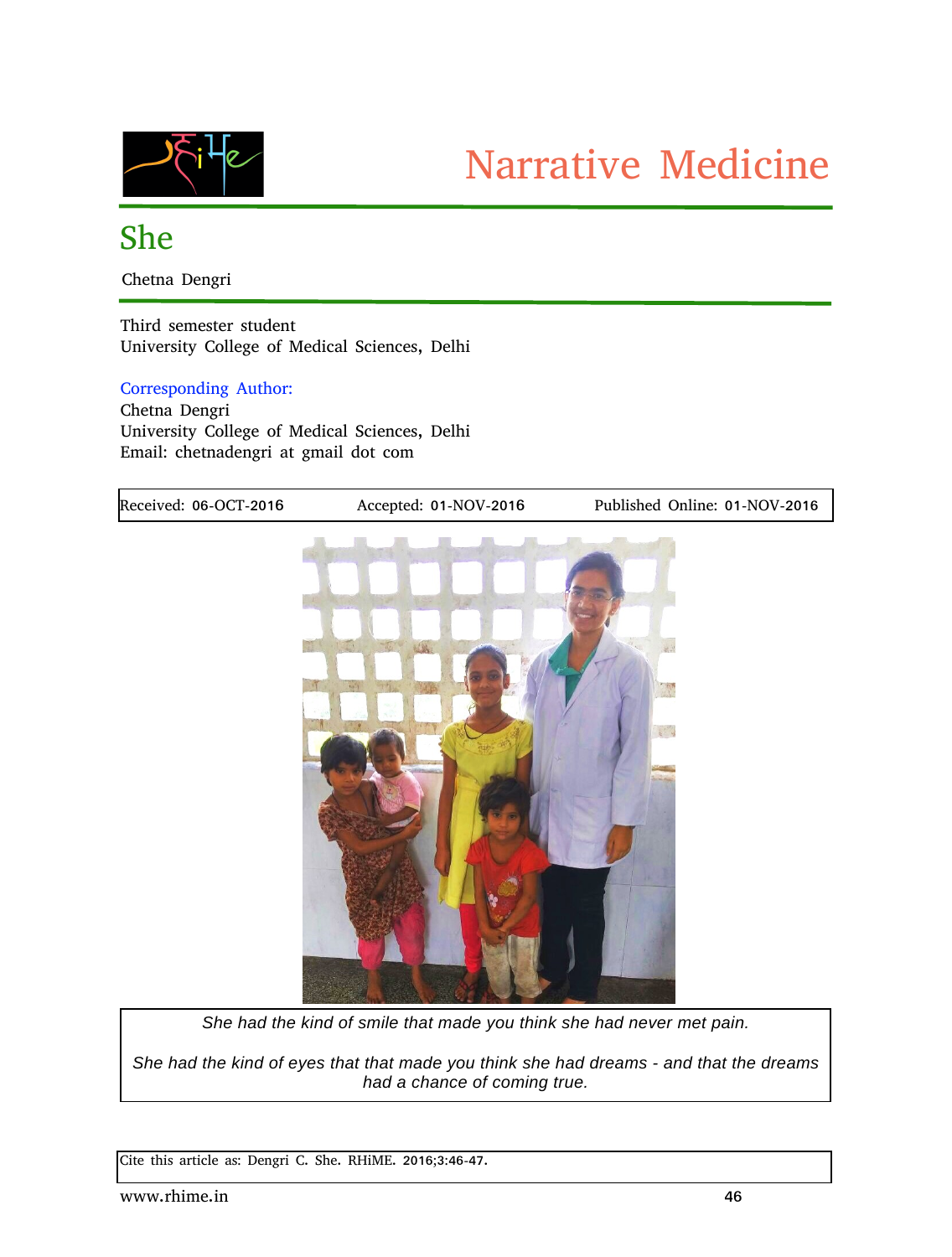Narrative Medicine

# She

Chetna Dengri

Third semester student
University College of Medical Sciences, Delhi

Corresponding Author:
Chetna Dengri
University College of Medical Sciences, Delhi
Email: chetnadengri at gmail dot com

| Received: 06-OCT-2016 | Accepted: 01-NOV-2016 | Published Online: 01-NOV-2016 |
|---|---|---|

*She had the kind of smile that made you think she had never met pain.*

*She had the kind of eyes that that made you think she had dreams - and that the dreams had a chance of coming true.*

Cite this article as: Dengri C. She. RHiME. 2016;3:46-47.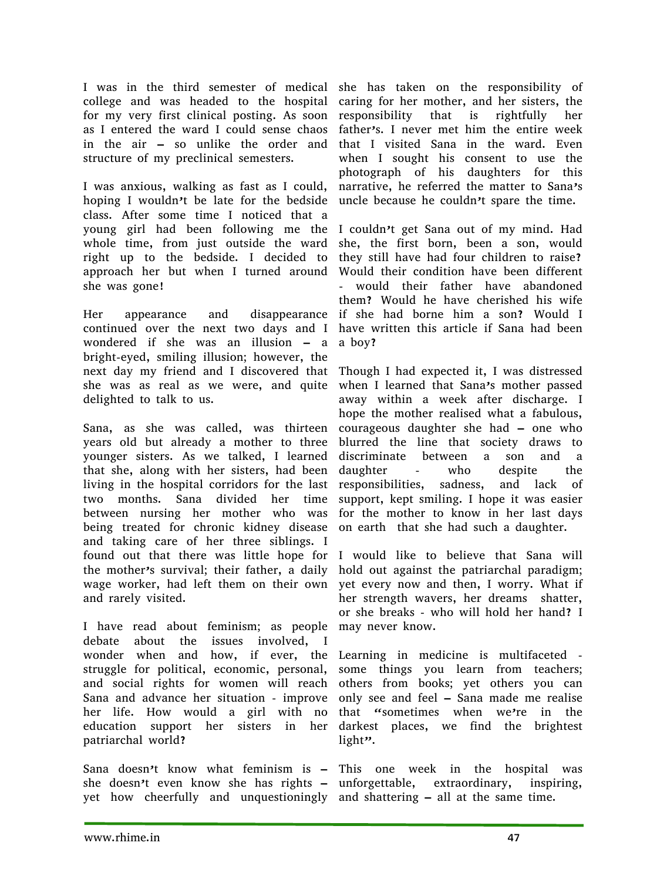I was in the third semester of medical college and was headed to the hospital for my very first clinical posting. As soon as I entered the ward I could sense chaos in the air – so unlike the order and structure of my preclinical semesters.

I was anxious, walking as fast as I could, hoping I wouldn't be late for the bedside class. After some time I noticed that a young girl had been following me the whole time, from just outside the ward right up to the bedside. I decided to approach her but when I turned around she was gone!

Her appearance and disappearance continued over the next two days and I wondered if she was an illusion – a bright-eyed, smiling illusion; however, the next day my friend and I discovered that she was as real as we were, and quite delighted to talk to us.

Sana, as she was called, was thirteen years old but already a mother to three younger sisters. As we talked, I learned that she, along with her sisters, had been living in the hospital corridors for the last two months. Sana divided her time between nursing her mother who was being treated for chronic kidney disease and taking care of her three siblings. I found out that there was little hope for the mother's survival; their father, a daily wage worker, had left them on their own and rarely visited.

I have read about feminism; as people debate about the issues involved, I wonder when and how, if ever, the struggle for political, economic, personal, and social rights for women will reach Sana and advance her situation - improve her life. How would a girl with no education support her sisters in her patriarchal world?

Sana doesn't know what feminism is – she doesn't even know she has rights – yet how cheerfully and unquestioningly she has taken on the responsibility of caring for her mother, and her sisters, the responsibility that is rightfully her father's. I never met him the entire week that I visited Sana in the ward. Even when I sought his consent to use the photograph of his daughters for this narrative, he referred the matter to Sana's uncle because he couldn't spare the time.

I couldn't get Sana out of my mind. Had she, the first born, been a son, would they still have had four children to raise? Would their condition have been different - would their father have abandoned them? Would he have cherished his wife if she had borne him a son? Would I have written this article if Sana had been a boy?

Though I had expected it, I was distressed when I learned that Sana's mother passed away within a week after discharge. I hope the mother realised what a fabulous, courageous daughter she had – one who blurred the line that society draws to discriminate between a son and a daughter - who despite the responsibilities, sadness, and lack of support, kept smiling. I hope it was easier for the mother to know in her last days on earth that she had such a daughter.

I would like to believe that Sana will hold out against the patriarchal paradigm; yet every now and then, I worry. What if her strength wavers, her dreams shatter, or she breaks - who will hold her hand? I may never know.

Learning in medicine is multifaceted - some things you learn from teachers; others from books; yet others you can only see and feel – Sana made me realise that "sometimes when we're in the darkest places, we find the brightest light".

This one week in the hospital was unforgettable, extraordinary, inspiring, and shattering – all at the same time.